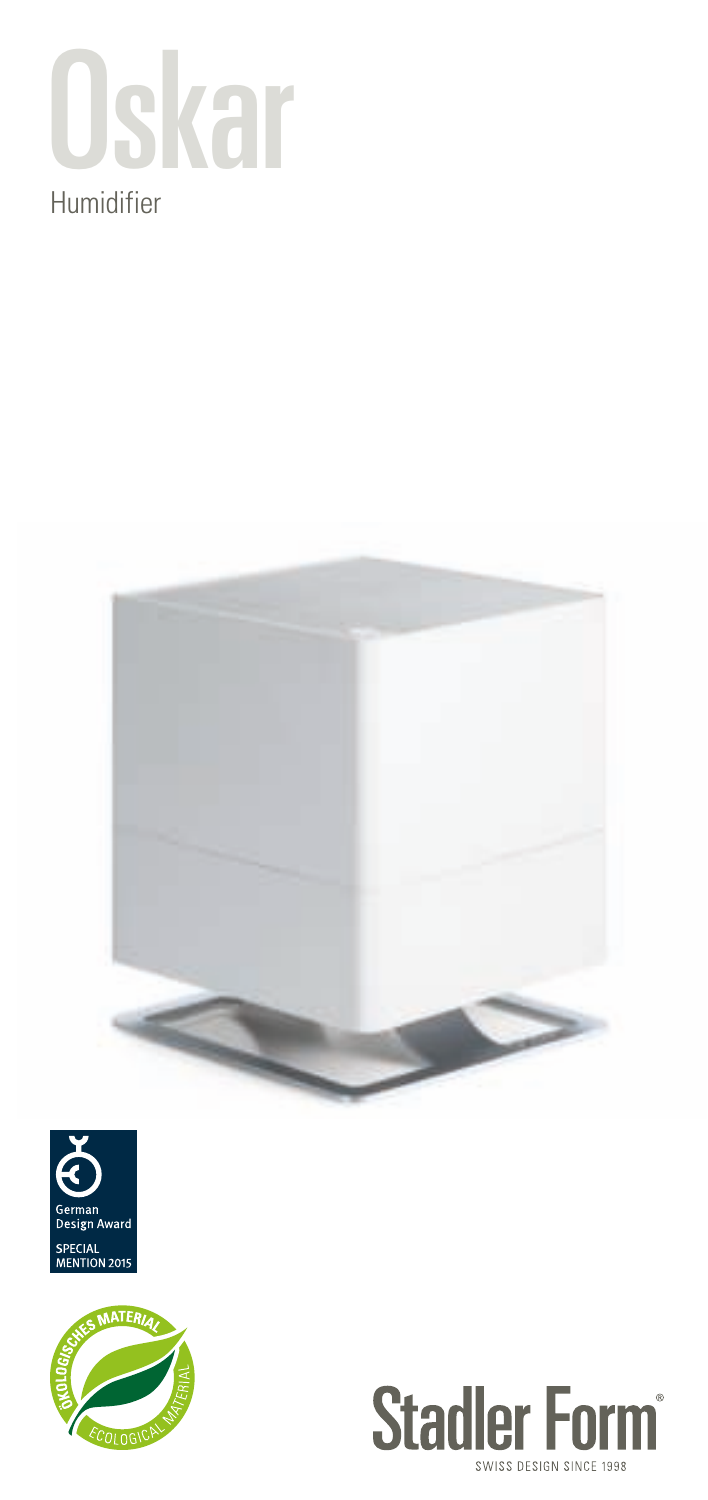# Oskar

Humidifier

German Design Award

SPECIAL MENTION 2015

ÖKOLOGISCHES MATERIAL

ECOLOGICAL MATERIAL

Stadler Form®

SWISS DESIGN SINCE 1998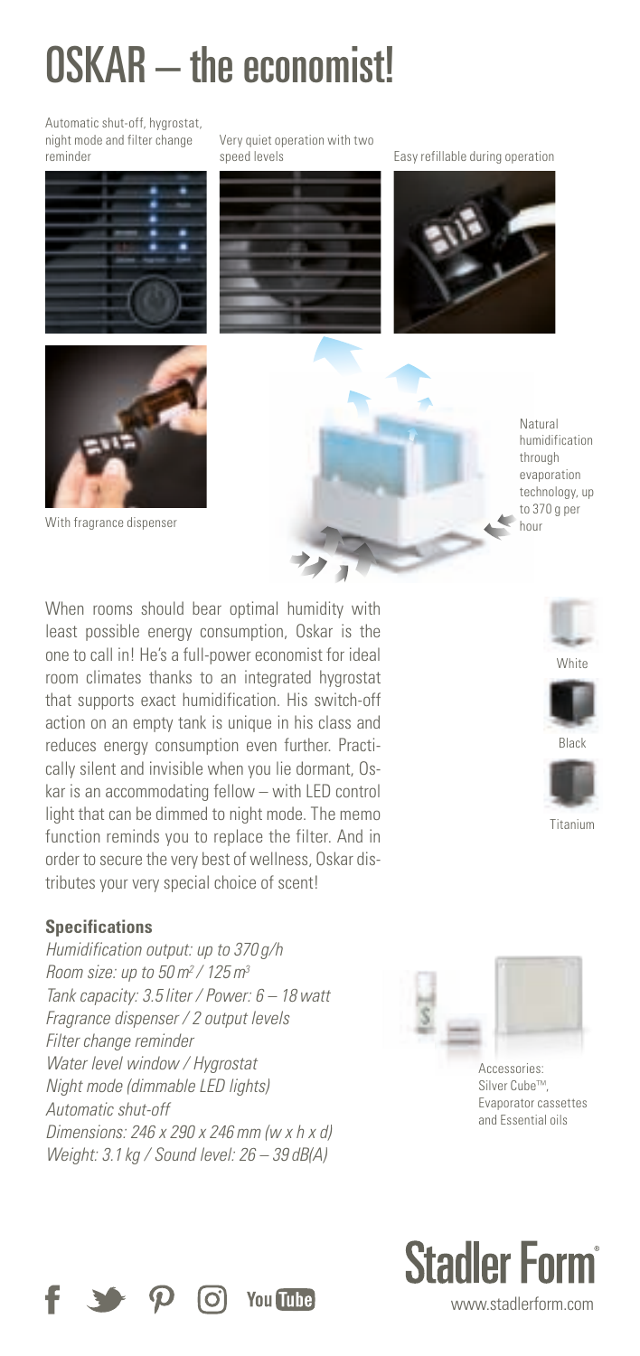# OSKAR – the economist!

Automatic shut-off, hygrostat, night mode and filter change reminder

Very quiet operation with two speed levels

Easy refillable during operation

With fragrance dispenser

Natural humidification through evaporation technology, up to 370 g per hour

When rooms should bear optimal humidity with least possible energy consumption, Oskar is the one to call in! He's a full-power economist for ideal room climates thanks to an integrated hygrostat that supports exact humidification. His switch-off action on an empty tank is unique in his class and reduces energy consumption even further. Practically silent and invisible when you lie dormant, Oskar is an accommodating fellow – with LED control light that can be dimmed to night mode. The memo function reminds you to replace the filter. And in order to secure the very best of wellness, Oskar distributes your very special choice of scent!

White

Black

Titanium

### Specifications

*Humidification output: up to 370 g/h*
*Room size: up to 50 $m^2$ / 125 $m^3$*
*Tank capacity: 3.5 liter / Power: 6 – 18 watt*
*Fragrance dispenser / 2 output levels*
*Filter change reminder*
*Water level window / Hygrostat*
*Night mode (dimmable LED lights)*
*Automatic shut-off*
*Dimensions: 246 x 290 x 246 mm (w x h x d)*
*Weight: 3.1 kg / Sound level: 26 – 39 dB(A)*

Accessories:
Silver Cube™,
Evaporator cassettes
and Essential oils

**Stadler Form**®

www.stadlerform.com